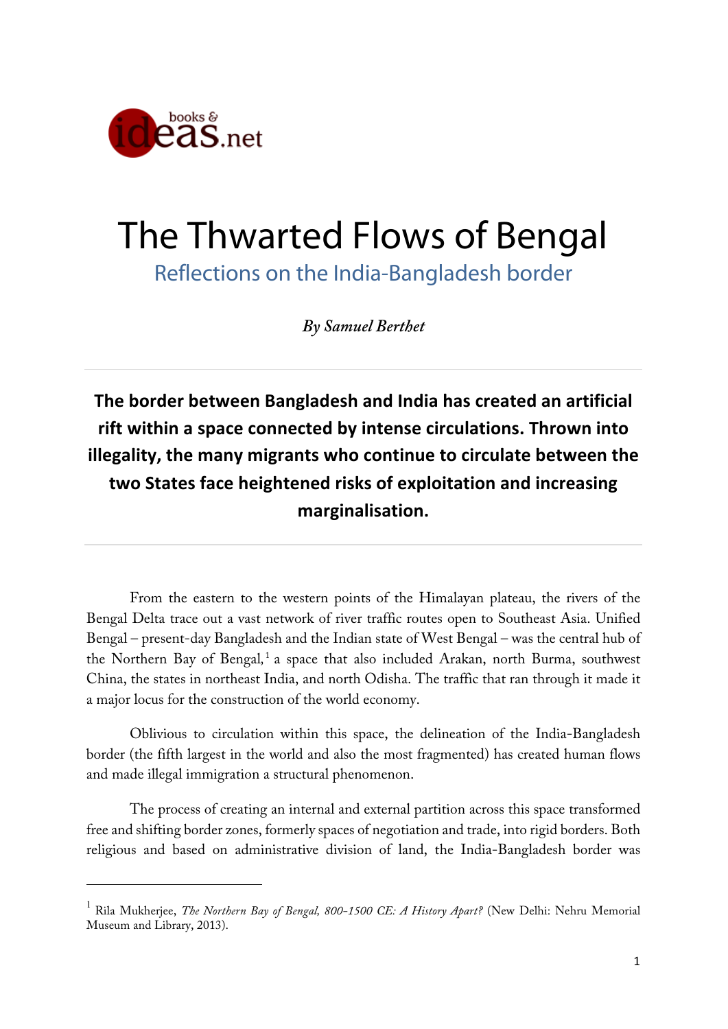# The Thwarted Flows of Bengal

## Reflections on the India-Bangladesh border

*By Samuel Berthet*

---

**The border between Bangladesh and India has created an artificial rift within a space connected by intense circulations. Thrown into illegality, the many migrants who continue to circulate between the two States face heightened risks of exploitation and increasing marginalisation.**

---

From the eastern to the western points of the Himalayan plateau, the rivers of the Bengal Delta trace out a vast network of river traffic routes open to Southeast Asia. Unified Bengal – present-day Bangladesh and the Indian state of West Bengal – was the central hub of the Northern Bay of Bengal,[1] a space that also included Arakan, north Burma, southwest China, the states in northeast India, and north Odisha. The traffic that ran through it made it a major locus for the construction of the world economy.

Oblivious to circulation within this space, the delineation of the India-Bangladesh border (the fifth largest in the world and also the most fragmented) has created human flows and made illegal immigration a structural phenomenon.

The process of creating an internal and external partition across this space transformed free and shifting border zones, formerly spaces of negotiation and trade, into rigid borders. Both religious and based on administrative division of land, the India-Bangladesh border was

---

[1] Rila Mukherjee, *The Northern Bay of Bengal, 800-1500 CE: A History Apart?* (New Delhi: Nehru Memorial Museum and Library, 2013).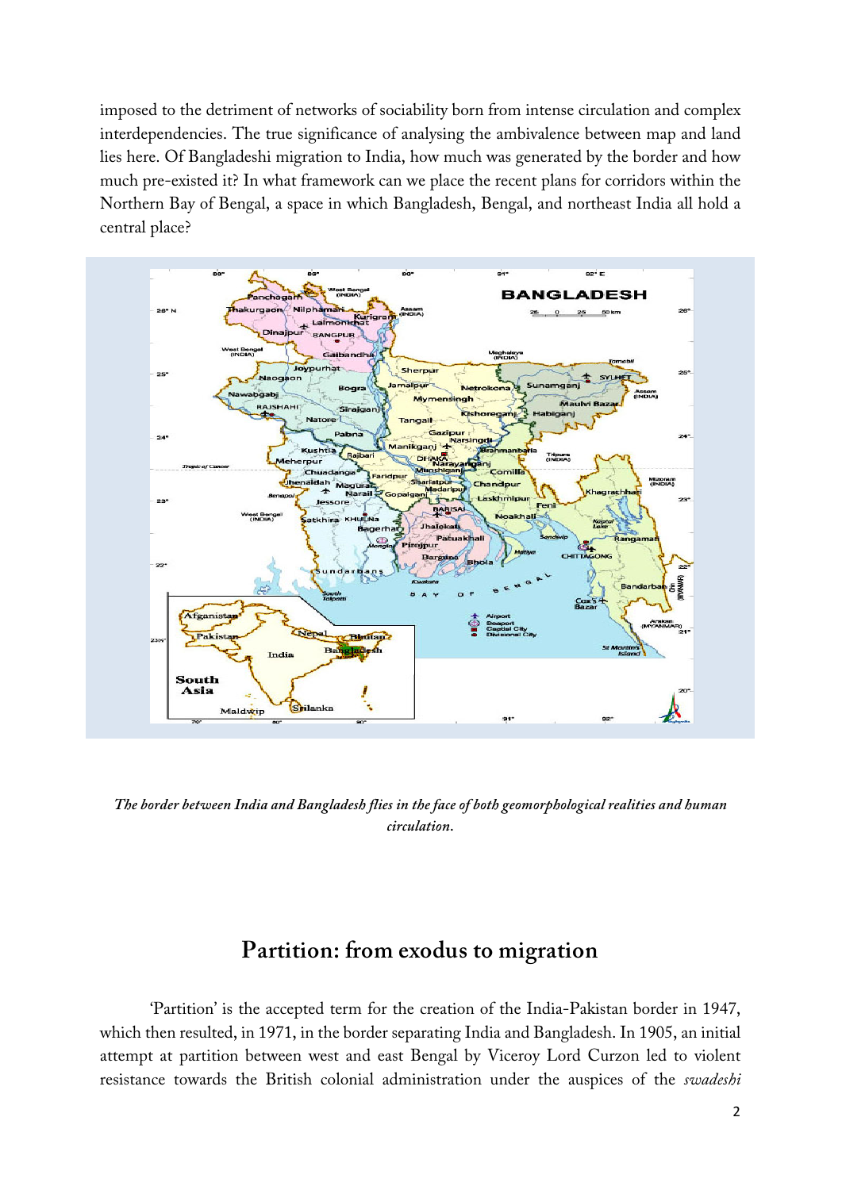imposed to the detriment of networks of sociability born from intense circulation and complex interdependencies. The true significance of analysing the ambivalence between map and land lies here. Of Bangladeshi migration to India, how much was generated by the border and how much pre-existed it? In what framework can we place the recent plans for corridors within the Northern Bay of Bengal, a space in which Bangladesh, Bengal, and northeast India all hold a central place?

*The border between India and Bangladesh flies in the face of both geomorphological realities and human circulation.*

## Partition: from exodus to migration

'Partition' is the accepted term for the creation of the India-Pakistan border in 1947, which then resulted, in 1971, in the border separating India and Bangladesh. In 1905, an initial attempt at partition between west and east Bengal by Viceroy Lord Curzon led to violent resistance towards the British colonial administration under the auspices of the *swadeshi*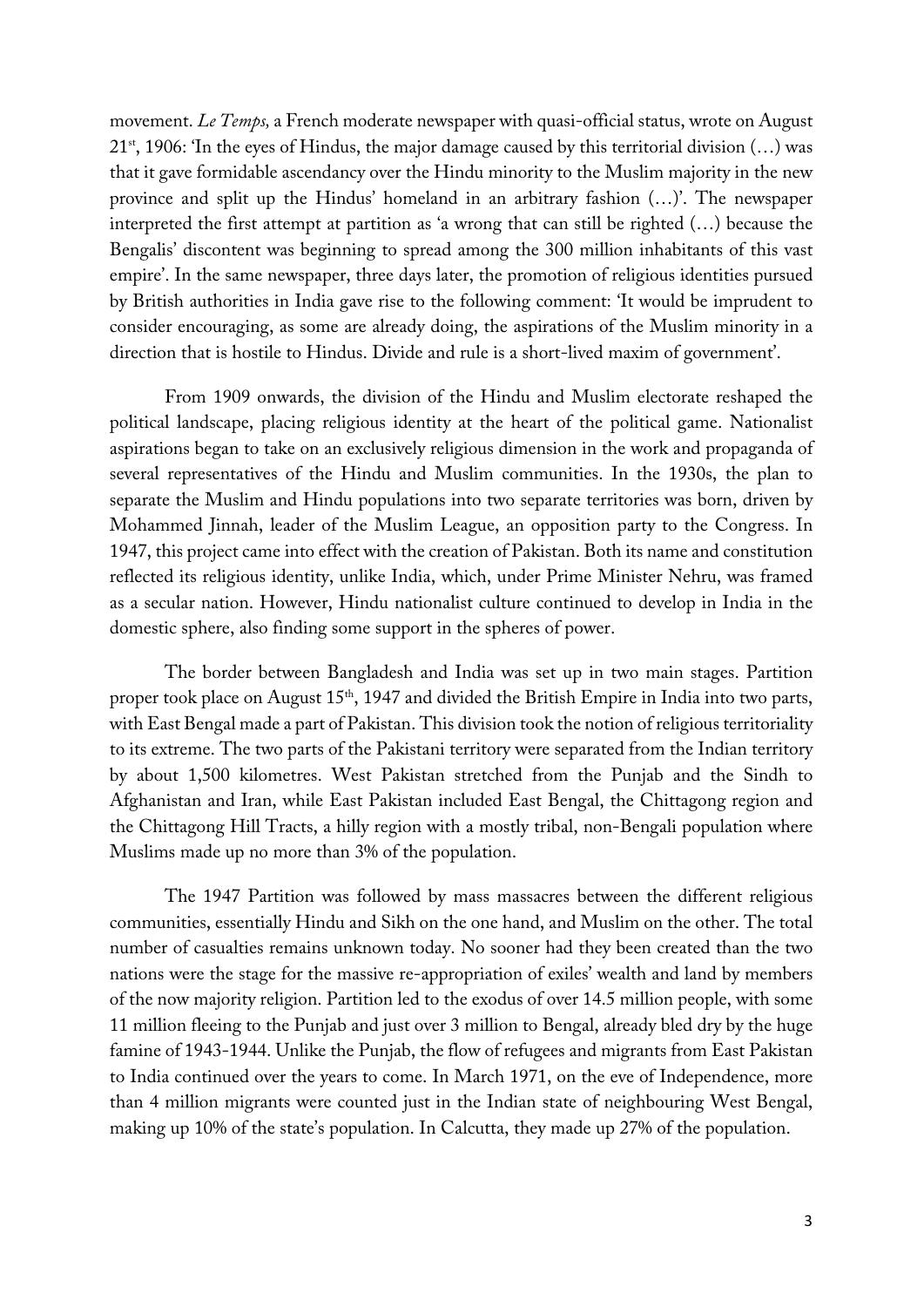movement. *Le Temps,* a French moderate newspaper with quasi-official status, wrote on August 21st, 1906: 'In the eyes of Hindus, the major damage caused by this territorial division (…) was that it gave formidable ascendancy over the Hindu minority to the Muslim majority in the new province and split up the Hindus' homeland in an arbitrary fashion (…)'. The newspaper interpreted the first attempt at partition as 'a wrong that can still be righted (…) because the Bengalis' discontent was beginning to spread among the 300 million inhabitants of this vast empire'. In the same newspaper, three days later, the promotion of religious identities pursued by British authorities in India gave rise to the following comment: 'It would be imprudent to consider encouraging, as some are already doing, the aspirations of the Muslim minority in a direction that is hostile to Hindus. Divide and rule is a short-lived maxim of government'.

From 1909 onwards, the division of the Hindu and Muslim electorate reshaped the political landscape, placing religious identity at the heart of the political game. Nationalist aspirations began to take on an exclusively religious dimension in the work and propaganda of several representatives of the Hindu and Muslim communities. In the 1930s, the plan to separate the Muslim and Hindu populations into two separate territories was born, driven by Mohammed Jinnah, leader of the Muslim League, an opposition party to the Congress. In 1947, this project came into effect with the creation of Pakistan. Both its name and constitution reflected its religious identity, unlike India, which, under Prime Minister Nehru, was framed as a secular nation. However, Hindu nationalist culture continued to develop in India in the domestic sphere, also finding some support in the spheres of power.

The border between Bangladesh and India was set up in two main stages. Partition proper took place on August 15th, 1947 and divided the British Empire in India into two parts, with East Bengal made a part of Pakistan. This division took the notion of religious territoriality to its extreme. The two parts of the Pakistani territory were separated from the Indian territory by about 1,500 kilometres. West Pakistan stretched from the Punjab and the Sindh to Afghanistan and Iran, while East Pakistan included East Bengal, the Chittagong region and the Chittagong Hill Tracts, a hilly region with a mostly tribal, non-Bengali population where Muslims made up no more than 3% of the population.

The 1947 Partition was followed by mass massacres between the different religious communities, essentially Hindu and Sikh on the one hand, and Muslim on the other. The total number of casualties remains unknown today. No sooner had they been created than the two nations were the stage for the massive re-appropriation of exiles' wealth and land by members of the now majority religion. Partition led to the exodus of over 14.5 million people, with some 11 million fleeing to the Punjab and just over 3 million to Bengal, already bled dry by the huge famine of 1943-1944. Unlike the Punjab, the flow of refugees and migrants from East Pakistan to India continued over the years to come. In March 1971, on the eve of Independence, more than 4 million migrants were counted just in the Indian state of neighbouring West Bengal, making up 10% of the state's population. In Calcutta, they made up 27% of the population.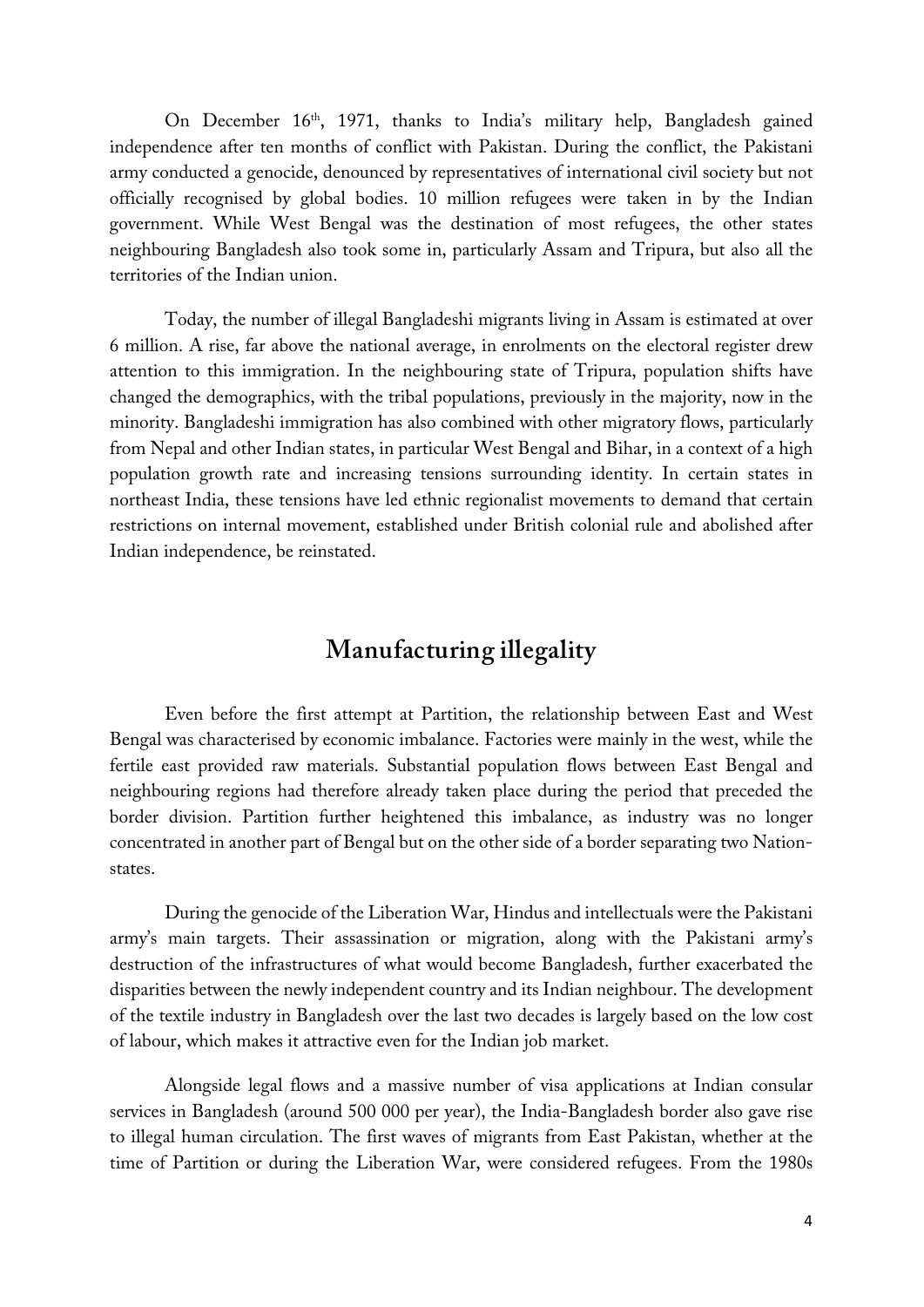On December 16th, 1971, thanks to India's military help, Bangladesh gained independence after ten months of conflict with Pakistan. During the conflict, the Pakistani army conducted a genocide, denounced by representatives of international civil society but not officially recognised by global bodies. 10 million refugees were taken in by the Indian government. While West Bengal was the destination of most refugees, the other states neighbouring Bangladesh also took some in, particularly Assam and Tripura, but also all the territories of the Indian union.

Today, the number of illegal Bangladeshi migrants living in Assam is estimated at over 6 million. A rise, far above the national average, in enrolments on the electoral register drew attention to this immigration. In the neighbouring state of Tripura, population shifts have changed the demographics, with the tribal populations, previously in the majority, now in the minority. Bangladeshi immigration has also combined with other migratory flows, particularly from Nepal and other Indian states, in particular West Bengal and Bihar, in a context of a high population growth rate and increasing tensions surrounding identity. In certain states in northeast India, these tensions have led ethnic regionalist movements to demand that certain restrictions on internal movement, established under British colonial rule and abolished after Indian independence, be reinstated.

## Manufacturing illegality

Even before the first attempt at Partition, the relationship between East and West Bengal was characterised by economic imbalance. Factories were mainly in the west, while the fertile east provided raw materials. Substantial population flows between East Bengal and neighbouring regions had therefore already taken place during the period that preceded the border division. Partition further heightened this imbalance, as industry was no longer concentrated in another part of Bengal but on the other side of a border separating two Nation-states.

During the genocide of the Liberation War, Hindus and intellectuals were the Pakistani army's main targets. Their assassination or migration, along with the Pakistani army's destruction of the infrastructures of what would become Bangladesh, further exacerbated the disparities between the newly independent country and its Indian neighbour. The development of the textile industry in Bangladesh over the last two decades is largely based on the low cost of labour, which makes it attractive even for the Indian job market.

Alongside legal flows and a massive number of visa applications at Indian consular services in Bangladesh (around 500 000 per year), the India-Bangladesh border also gave rise to illegal human circulation. The first waves of migrants from East Pakistan, whether at the time of Partition or during the Liberation War, were considered refugees. From the 1980s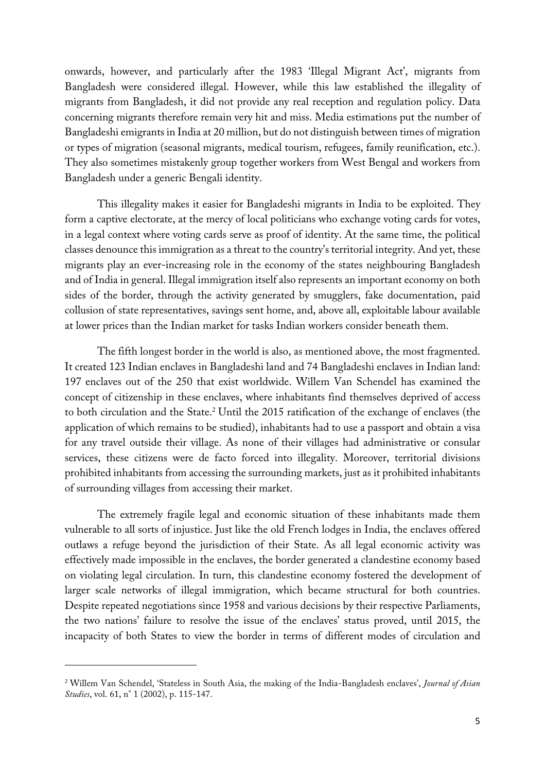onwards, however, and particularly after the 1983 'Illegal Migrant Act', migrants from Bangladesh were considered illegal. However, while this law established the illegality of migrants from Bangladesh, it did not provide any real reception and regulation policy. Data concerning migrants therefore remain very hit and miss. Media estimations put the number of Bangladeshi emigrants in India at 20 million, but do not distinguish between times of migration or types of migration (seasonal migrants, medical tourism, refugees, family reunification, etc.). They also sometimes mistakenly group together workers from West Bengal and workers from Bangladesh under a generic Bengali identity.

This illegality makes it easier for Bangladeshi migrants in India to be exploited. They form a captive electorate, at the mercy of local politicians who exchange voting cards for votes, in a legal context where voting cards serve as proof of identity. At the same time, the political classes denounce this immigration as a threat to the country's territorial integrity. And yet, these migrants play an ever-increasing role in the economy of the states neighbouring Bangladesh and of India in general. Illegal immigration itself also represents an important economy on both sides of the border, through the activity generated by smugglers, fake documentation, paid collusion of state representatives, savings sent home, and, above all, exploitable labour available at lower prices than the Indian market for tasks Indian workers consider beneath them.

The fifth longest border in the world is also, as mentioned above, the most fragmented. It created 123 Indian enclaves in Bangladeshi land and 74 Bangladeshi enclaves in Indian land: 197 enclaves out of the 250 that exist worldwide. Willem Van Schendel has examined the concept of citizenship in these enclaves, where inhabitants find themselves deprived of access to both circulation and the State.[2] Until the 2015 ratification of the exchange of enclaves (the application of which remains to be studied), inhabitants had to use a passport and obtain a visa for any travel outside their village. As none of their villages had administrative or consular services, these citizens were de facto forced into illegality. Moreover, territorial divisions prohibited inhabitants from accessing the surrounding markets, just as it prohibited inhabitants of surrounding villages from accessing their market.

The extremely fragile legal and economic situation of these inhabitants made them vulnerable to all sorts of injustice. Just like the old French lodges in India, the enclaves offered outlaws a refuge beyond the jurisdiction of their State. As all legal economic activity was effectively made impossible in the enclaves, the border generated a clandestine economy based on violating legal circulation. In turn, this clandestine economy fostered the development of larger scale networks of illegal immigration, which became structural for both countries. Despite repeated negotiations since 1958 and various decisions by their respective Parliaments, the two nations' failure to resolve the issue of the enclaves' status proved, until 2015, the incapacity of both States to view the border in terms of different modes of circulation and

[2] Willem Van Schendel, 'Stateless in South Asia, the making of the India-Bangladesh enclaves', *Journal of Asian Studies*, vol. 61, n° 1 (2002), p. 115-147.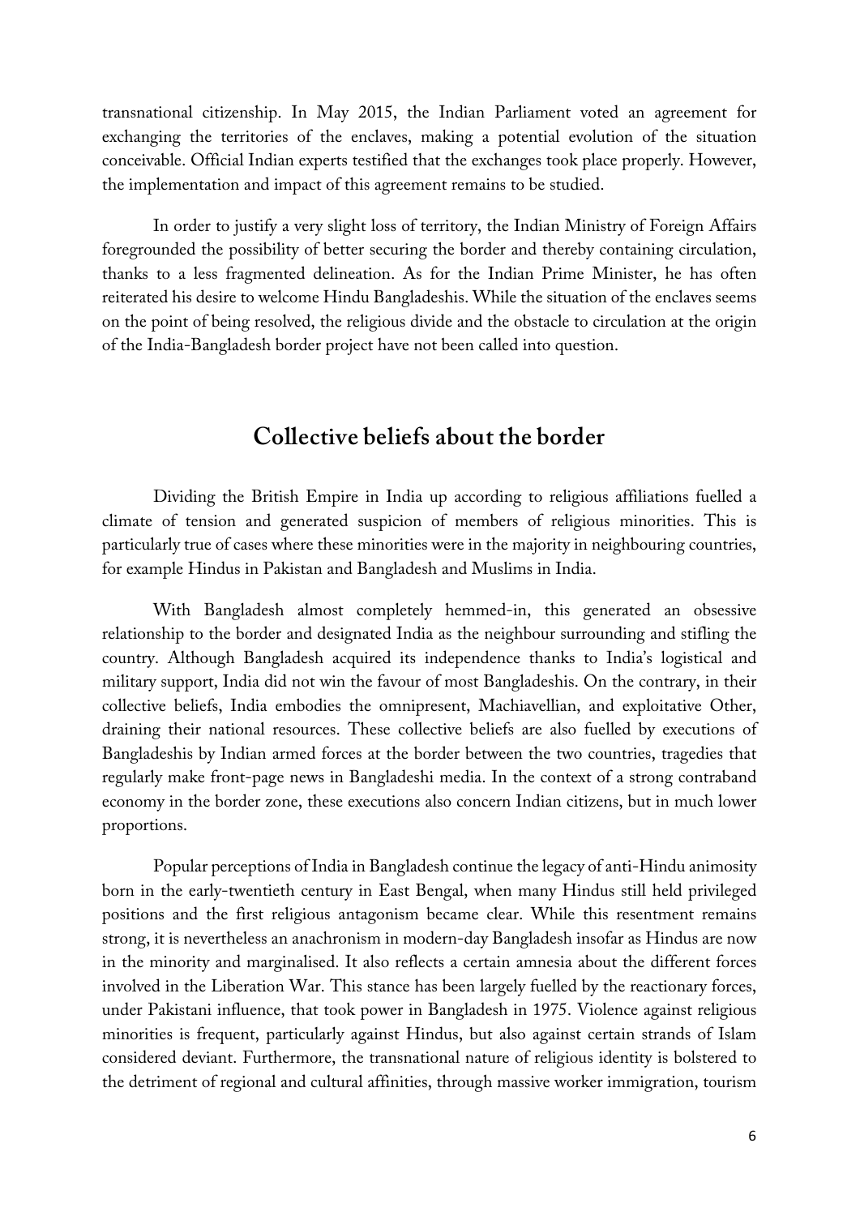transnational citizenship. In May 2015, the Indian Parliament voted an agreement for exchanging the territories of the enclaves, making a potential evolution of the situation conceivable. Official Indian experts testified that the exchanges took place properly. However, the implementation and impact of this agreement remains to be studied.

In order to justify a very slight loss of territory, the Indian Ministry of Foreign Affairs foregrounded the possibility of better securing the border and thereby containing circulation, thanks to a less fragmented delineation. As for the Indian Prime Minister, he has often reiterated his desire to welcome Hindu Bangladeshis. While the situation of the enclaves seems on the point of being resolved, the religious divide and the obstacle to circulation at the origin of the India-Bangladesh border project have not been called into question.

## Collective beliefs about the border

Dividing the British Empire in India up according to religious affiliations fuelled a climate of tension and generated suspicion of members of religious minorities. This is particularly true of cases where these minorities were in the majority in neighbouring countries, for example Hindus in Pakistan and Bangladesh and Muslims in India.

With Bangladesh almost completely hemmed-in, this generated an obsessive relationship to the border and designated India as the neighbour surrounding and stifling the country. Although Bangladesh acquired its independence thanks to India's logistical and military support, India did not win the favour of most Bangladeshis. On the contrary, in their collective beliefs, India embodies the omnipresent, Machiavellian, and exploitative Other, draining their national resources. These collective beliefs are also fuelled by executions of Bangladeshis by Indian armed forces at the border between the two countries, tragedies that regularly make front-page news in Bangladeshi media. In the context of a strong contraband economy in the border zone, these executions also concern Indian citizens, but in much lower proportions.

Popular perceptions of India in Bangladesh continue the legacy of anti-Hindu animosity born in the early-twentieth century in East Bengal, when many Hindus still held privileged positions and the first religious antagonism became clear. While this resentment remains strong, it is nevertheless an anachronism in modern-day Bangladesh insofar as Hindus are now in the minority and marginalised. It also reflects a certain amnesia about the different forces involved in the Liberation War. This stance has been largely fuelled by the reactionary forces, under Pakistani influence, that took power in Bangladesh in 1975. Violence against religious minorities is frequent, particularly against Hindus, but also against certain strands of Islam considered deviant. Furthermore, the transnational nature of religious identity is bolstered to the detriment of regional and cultural affinities, through massive worker immigration, tourism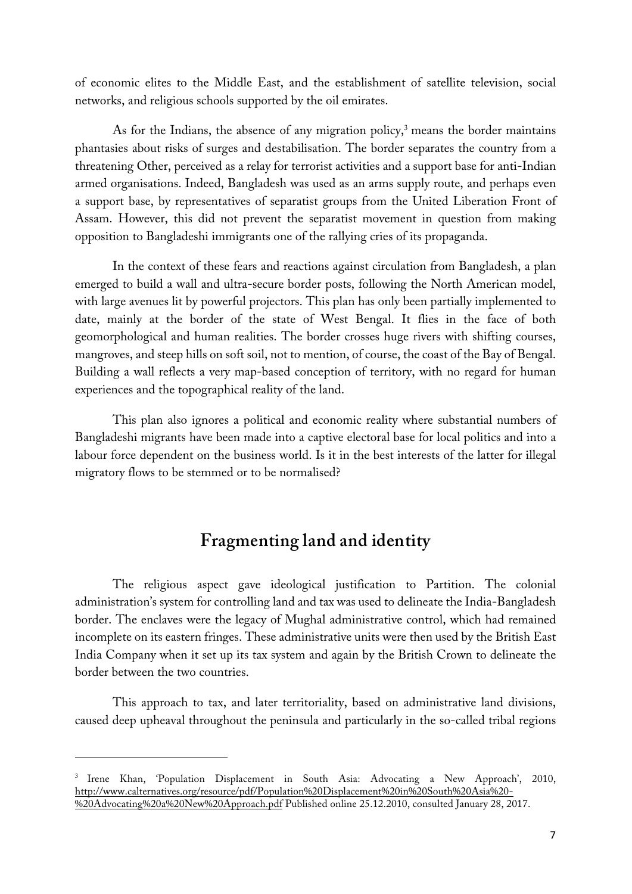of economic elites to the Middle East, and the establishment of satellite television, social networks, and religious schools supported by the oil emirates.

As for the Indians, the absence of any migration policy,[3] means the border maintains phantasies about risks of surges and destabilisation. The border separates the country from a threatening Other, perceived as a relay for terrorist activities and a support base for anti-Indian armed organisations. Indeed, Bangladesh was used as an arms supply route, and perhaps even a support base, by representatives of separatist groups from the United Liberation Front of Assam. However, this did not prevent the separatist movement in question from making opposition to Bangladeshi immigrants one of the rallying cries of its propaganda.

In the context of these fears and reactions against circulation from Bangladesh, a plan emerged to build a wall and ultra-secure border posts, following the North American model, with large avenues lit by powerful projectors. This plan has only been partially implemented to date, mainly at the border of the state of West Bengal. It flies in the face of both geomorphological and human realities. The border crosses huge rivers with shifting courses, mangroves, and steep hills on soft soil, not to mention, of course, the coast of the Bay of Bengal. Building a wall reflects a very map-based conception of territory, with no regard for human experiences and the topographical reality of the land.

This plan also ignores a political and economic reality where substantial numbers of Bangladeshi migrants have been made into a captive electoral base for local politics and into a labour force dependent on the business world. Is it in the best interests of the latter for illegal migratory flows to be stemmed or to be normalised?

## Fragmenting land and identity

The religious aspect gave ideological justification to Partition. The colonial administration's system for controlling land and tax was used to delineate the India-Bangladesh border. The enclaves were the legacy of Mughal administrative control, which had remained incomplete on its eastern fringes. These administrative units were then used by the British East India Company when it set up its tax system and again by the British Crown to delineate the border between the two countries.

This approach to tax, and later territoriality, based on administrative land divisions, caused deep upheaval throughout the peninsula and particularly in the so-called tribal regions

---

[3] Irene Khan, 'Population Displacement in South Asia: Advocating a New Approach', 2010, http://www.calternatives.org/resource/pdf/Population%20Displacement%20in%20South%20Asia%20-%20Advocating%20a%20New%20Approach.pdf Published online 25.12.2010, consulted January 28, 2017.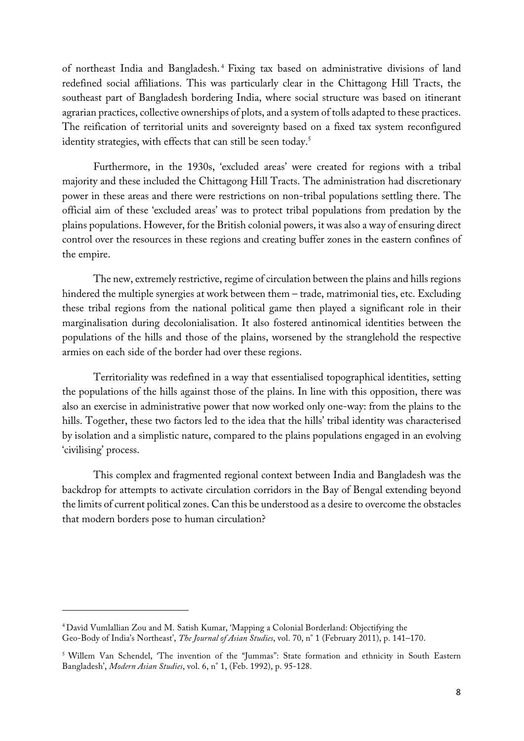of northeast India and Bangladesh.[4] Fixing tax based on administrative divisions of land redefined social affiliations. This was particularly clear in the Chittagong Hill Tracts, the southeast part of Bangladesh bordering India, where social structure was based on itinerant agrarian practices, collective ownerships of plots, and a system of tolls adapted to these practices. The reification of territorial units and sovereignty based on a fixed tax system reconfigured identity strategies, with effects that can still be seen today.[5]

Furthermore, in the 1930s, 'excluded areas' were created for regions with a tribal majority and these included the Chittagong Hill Tracts. The administration had discretionary power in these areas and there were restrictions on non-tribal populations settling there. The official aim of these 'excluded areas' was to protect tribal populations from predation by the plains populations. However, for the British colonial powers, it was also a way of ensuring direct control over the resources in these regions and creating buffer zones in the eastern confines of the empire.

The new, extremely restrictive, regime of circulation between the plains and hills regions hindered the multiple synergies at work between them – trade, matrimonial ties, etc. Excluding these tribal regions from the national political game then played a significant role in their marginalisation during decolonialisation. It also fostered antinomical identities between the populations of the hills and those of the plains, worsened by the stranglehold the respective armies on each side of the border had over these regions.

Territoriality was redefined in a way that essentialised topographical identities, setting the populations of the hills against those of the plains. In line with this opposition, there was also an exercise in administrative power that now worked only one-way: from the plains to the hills. Together, these two factors led to the idea that the hills' tribal identity was characterised by isolation and a simplistic nature, compared to the plains populations engaged in an evolving 'civilising' process.

This complex and fragmented regional context between India and Bangladesh was the backdrop for attempts to activate circulation corridors in the Bay of Bengal extending beyond the limits of current political zones. Can this be understood as a desire to overcome the obstacles that modern borders pose to human circulation?

---

[4] David Vumlallian Zou and M. Satish Kumar, 'Mapping a Colonial Borderland: Objectifying the Geo-Body of India's Northeast', *The Journal of Asian Studies*, vol. 70, n° 1 (February 2011), p. 141–170.

[5] Willem Van Schendel, 'The invention of the "Jummas": State formation and ethnicity in South Eastern Bangladesh', *Modern Asian Studies*, vol. 6, n° 1, (Feb. 1992), p. 95-128.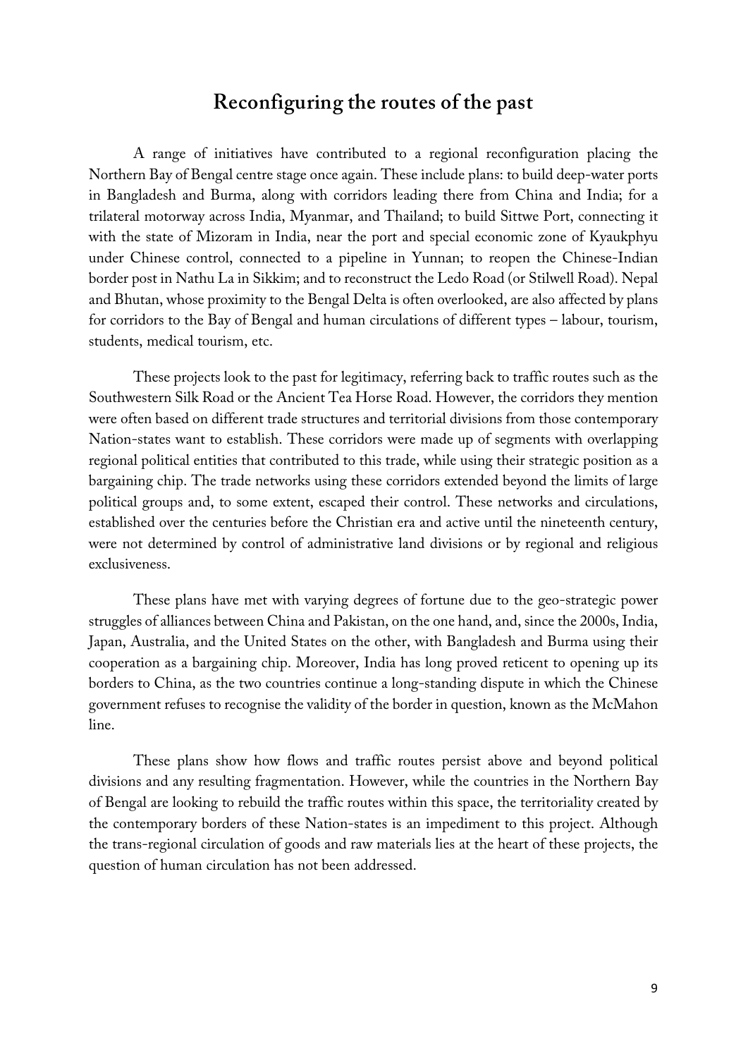## Reconfiguring the routes of the past

A range of initiatives have contributed to a regional reconfiguration placing the Northern Bay of Bengal centre stage once again. These include plans: to build deep-water ports in Bangladesh and Burma, along with corridors leading there from China and India; for a trilateral motorway across India, Myanmar, and Thailand; to build Sittwe Port, connecting it with the state of Mizoram in India, near the port and special economic zone of Kyaukphyu under Chinese control, connected to a pipeline in Yunnan; to reopen the Chinese-Indian border post in Nathu La in Sikkim; and to reconstruct the Ledo Road (or Stilwell Road). Nepal and Bhutan, whose proximity to the Bengal Delta is often overlooked, are also affected by plans for corridors to the Bay of Bengal and human circulations of different types – labour, tourism, students, medical tourism, etc.

These projects look to the past for legitimacy, referring back to traffic routes such as the Southwestern Silk Road or the Ancient Tea Horse Road. However, the corridors they mention were often based on different trade structures and territorial divisions from those contemporary Nation-states want to establish. These corridors were made up of segments with overlapping regional political entities that contributed to this trade, while using their strategic position as a bargaining chip. The trade networks using these corridors extended beyond the limits of large political groups and, to some extent, escaped their control. These networks and circulations, established over the centuries before the Christian era and active until the nineteenth century, were not determined by control of administrative land divisions or by regional and religious exclusiveness.

These plans have met with varying degrees of fortune due to the geo-strategic power struggles of alliances between China and Pakistan, on the one hand, and, since the 2000s, India, Japan, Australia, and the United States on the other, with Bangladesh and Burma using their cooperation as a bargaining chip. Moreover, India has long proved reticent to opening up its borders to China, as the two countries continue a long-standing dispute in which the Chinese government refuses to recognise the validity of the border in question, known as the McMahon line.

These plans show how flows and traffic routes persist above and beyond political divisions and any resulting fragmentation. However, while the countries in the Northern Bay of Bengal are looking to rebuild the traffic routes within this space, the territoriality created by the contemporary borders of these Nation-states is an impediment to this project. Although the trans-regional circulation of goods and raw materials lies at the heart of these projects, the question of human circulation has not been addressed.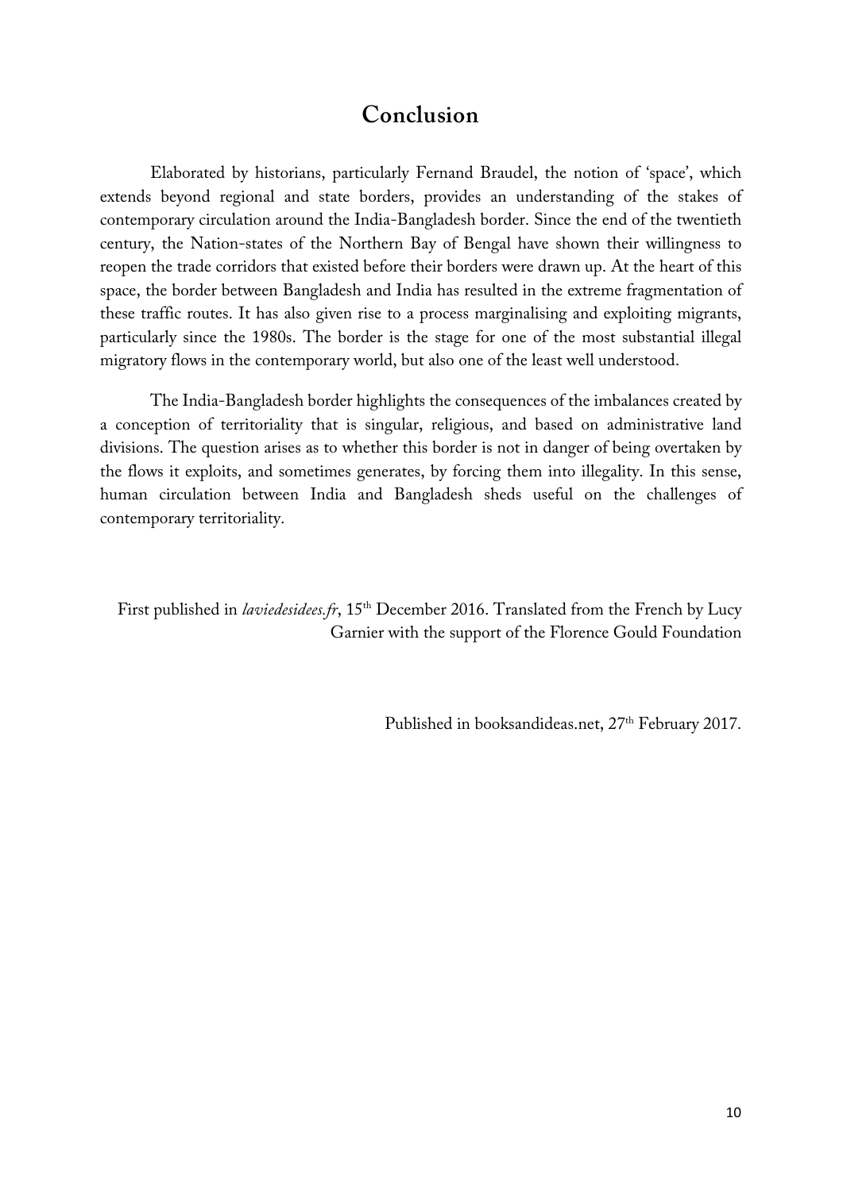## Conclusion

Elaborated by historians, particularly Fernand Braudel, the notion of 'space', which extends beyond regional and state borders, provides an understanding of the stakes of contemporary circulation around the India-Bangladesh border. Since the end of the twentieth century, the Nation-states of the Northern Bay of Bengal have shown their willingness to reopen the trade corridors that existed before their borders were drawn up. At the heart of this space, the border between Bangladesh and India has resulted in the extreme fragmentation of these traffic routes. It has also given rise to a process marginalising and exploiting migrants, particularly since the 1980s. The border is the stage for one of the most substantial illegal migratory flows in the contemporary world, but also one of the least well understood.

The India-Bangladesh border highlights the consequences of the imbalances created by a conception of territoriality that is singular, religious, and based on administrative land divisions. The question arises as to whether this border is not in danger of being overtaken by the flows it exploits, and sometimes generates, by forcing them into illegality. In this sense, human circulation between India and Bangladesh sheds useful on the challenges of contemporary territoriality.

First published in *laviedesidees.fr*, 15th December 2016. Translated from the French by Lucy Garnier with the support of the Florence Gould Foundation

Published in booksandideas.net, 27th February 2017.